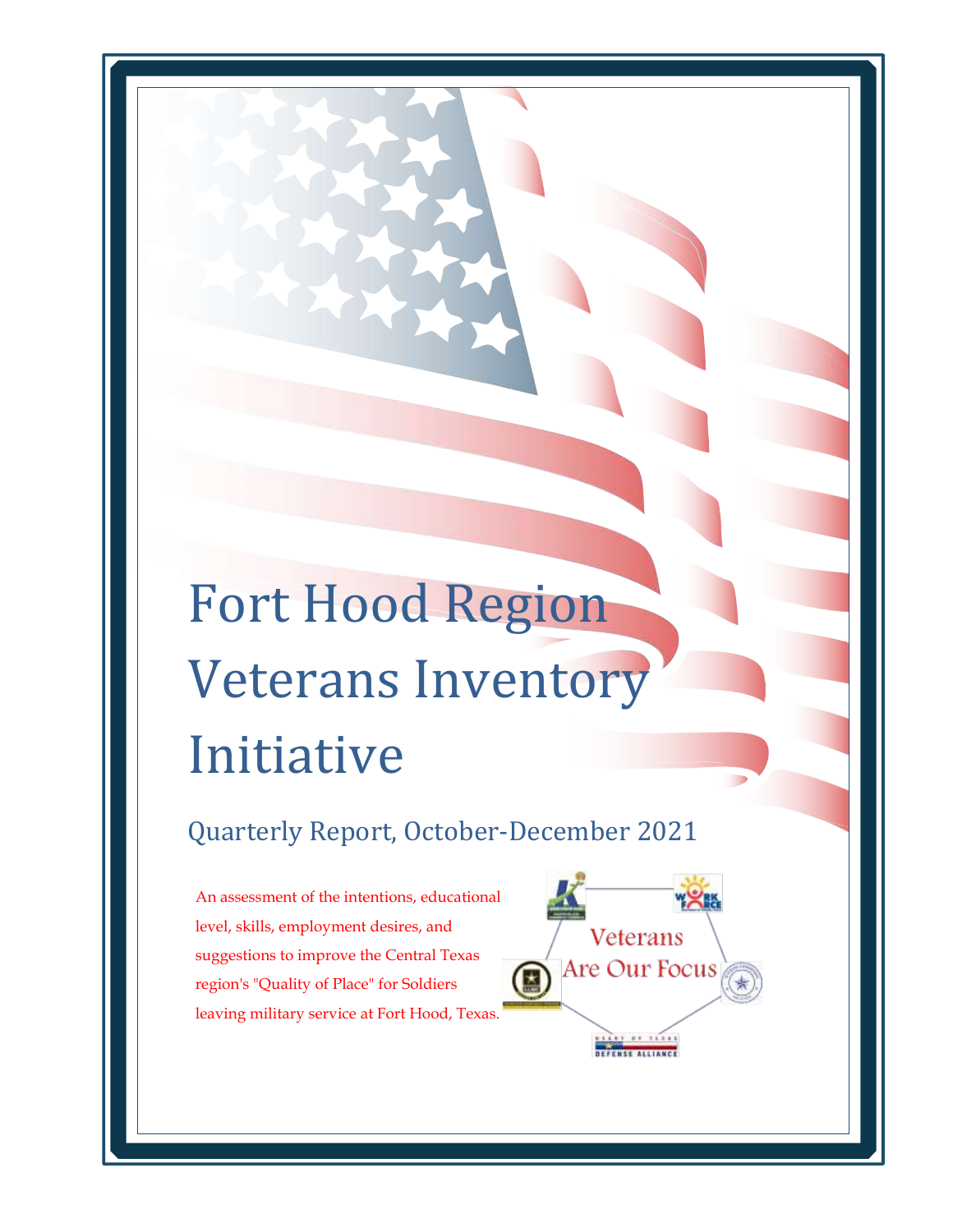# Fort Hood Region Veterans Inventory Initiative

## Quarterly Report, October-December 2021

An assessment of the intentions, educational level, skills, employment desires, and suggestions to improve the Central Texas region's "Quality of Place" for Soldiers leaving military service at Fort Hood, Texas.

Veterans Are Our Focus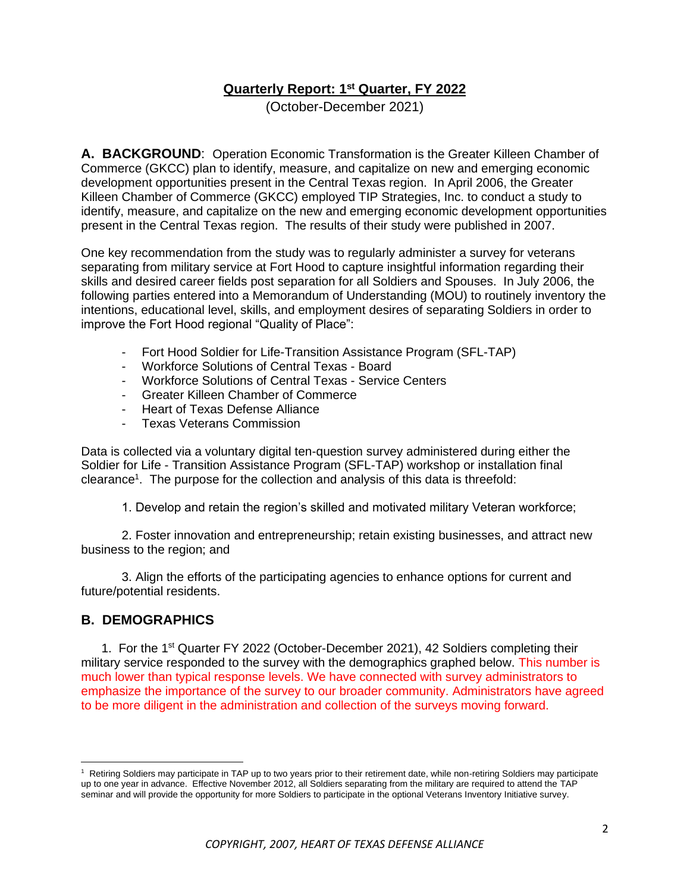## Quarterly Report: 1st Quarter, FY 2022

(October-December 2021)

**A. BACKGROUND**: Operation Economic Transformation is the Greater Killeen Chamber of Commerce (GKCC) plan to identify, measure, and capitalize on new and emerging economic development opportunities present in the Central Texas region. In April 2006, the Greater Killeen Chamber of Commerce (GKCC) employed TIP Strategies, Inc. to conduct a study to identify, measure, and capitalize on the new and emerging economic development opportunities present in the Central Texas region. The results of their study were published in 2007.

One key recommendation from the study was to regularly administer a survey for veterans separating from military service at Fort Hood to capture insightful information regarding their skills and desired career fields post separation for all Soldiers and Spouses. In July 2006, the following parties entered into a Memorandum of Understanding (MOU) to routinely inventory the intentions, educational level, skills, and employment desires of separating Soldiers in order to improve the Fort Hood regional "Quality of Place":

- Fort Hood Soldier for Life-Transition Assistance Program (SFL-TAP)
- Workforce Solutions of Central Texas - Board
- Workforce Solutions of Central Texas - Service Centers
- Greater Killeen Chamber of Commerce
- Heart of Texas Defense Alliance
- Texas Veterans Commission

Data is collected via a voluntary digital ten-question survey administered during either the Soldier for Life - Transition Assistance Program (SFL-TAP) workshop or installation final clearance[1]. The purpose for the collection and analysis of this data is threefold:

1. Develop and retain the region's skilled and motivated military Veteran workforce;

2. Foster innovation and entrepreneurship; retain existing businesses, and attract new business to the region; and

3. Align the efforts of the participating agencies to enhance options for current and future/potential residents.

## B. DEMOGRAPHICS

1. For the 1st Quarter FY 2022 (October-December 2021), 42 Soldiers completing their military service responded to the survey with the demographics graphed below. This number is much lower than typical response levels. We have connected with survey administrators to emphasize the importance of the survey to our broader community. Administrators have agreed to be more diligent in the administration and collection of the surveys moving forward.

[1] Retiring Soldiers may participate in TAP up to two years prior to their retirement date, while non-retiring Soldiers may participate up to one year in advance. Effective November 2012, all Soldiers separating from the military are required to attend the TAP seminar and will provide the opportunity for more Soldiers to participate in the optional Veterans Inventory Initiative survey.

*COPYRIGHT, 2007, HEART OF TEXAS DEFENSE ALLIANCE*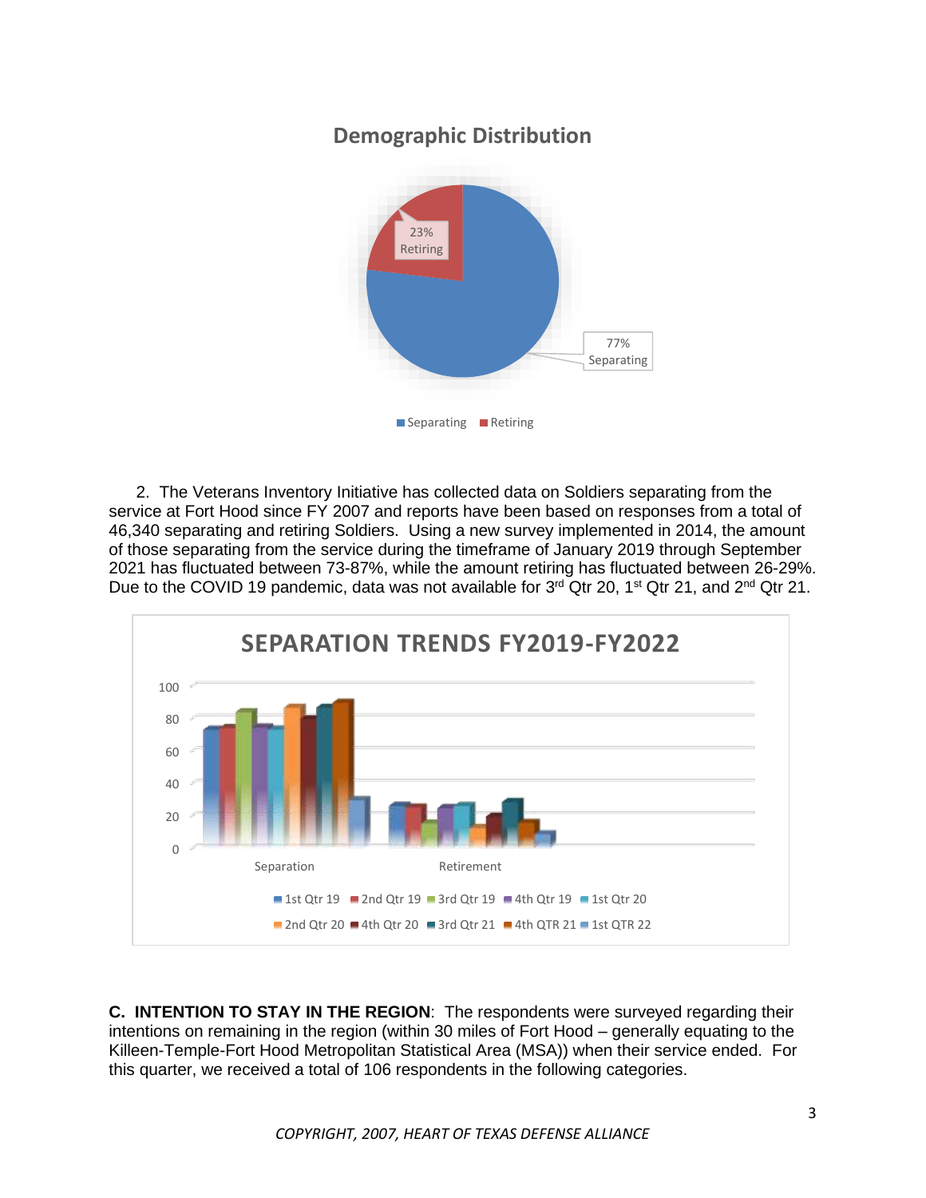**Demographic Distribution**

23% Retiring

77% Separating

Separating  Retiring

2. The Veterans Inventory Initiative has collected data on Soldiers separating from the service at Fort Hood since FY 2007 and reports have been based on responses from a total of 46,340 separating and retiring Soldiers. Using a new survey implemented in 2014, the amount of those separating from the service during the timeframe of January 2019 through September 2021 has fluctuated between 73-87%, while the amount retiring has fluctuated between 26-29%. Due to the COVID 19 pandemic, data was not available for 3rd Qtr 20, 1st Qtr 21, and 2nd Qtr 21.

**SEPARATION TRENDS FY2019-FY2022**

100
80
60
40
20
0

Separation  Retirement

1st Qtr 19  2nd Qtr 19  3rd Qtr 19  4th Qtr 19  1st Qtr 20  2nd Qtr 20  4th Qtr 20  3rd Qtr 21  4th QTR 21  1st QTR 22

**C. INTENTION TO STAY IN THE REGION**: The respondents were surveyed regarding their intentions on remaining in the region (within 30 miles of Fort Hood – generally equating to the Killeen-Temple-Fort Hood Metropolitan Statistical Area (MSA)) when their service ended. For this quarter, we received a total of 106 respondents in the following categories.

*COPYRIGHT, 2007, HEART OF TEXAS DEFENSE ALLIANCE*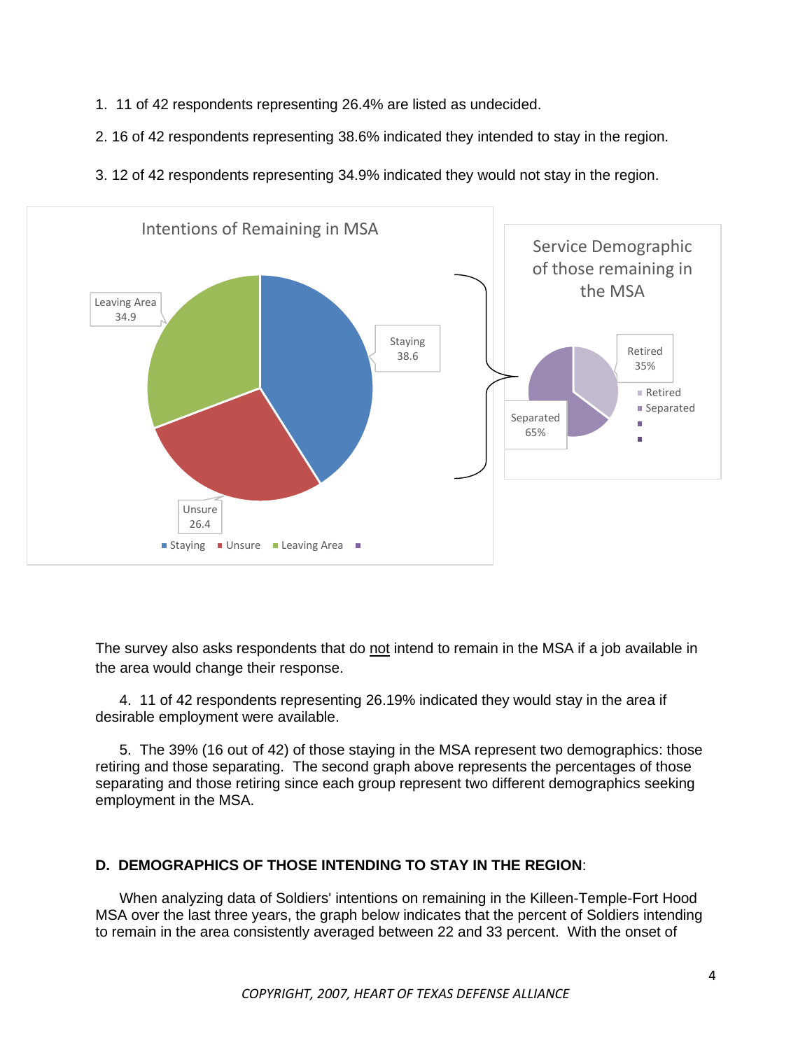1. 11 of 42 respondents representing 26.4% are listed as undecided.

2. 16 of 42 respondents representing 38.6% indicated they intended to stay in the region.

3. 12 of 42 respondents representing 34.9% indicated they would not stay in the region.

The survey also asks respondents that do not intend to remain in the MSA if a job available in the area would change their response.

4. 11 of 42 respondents representing 26.19% indicated they would stay in the area if desirable employment were available.

5. The 39% (16 out of 42) of those staying in the MSA represent two demographics: those retiring and those separating. The second graph above represents the percentages of those separating and those retiring since each group represent two different demographics seeking employment in the MSA.

**D. DEMOGRAPHICS OF THOSE INTENDING TO STAY IN THE REGION**:

When analyzing data of Soldiers' intentions on remaining in the Killeen-Temple-Fort Hood MSA over the last three years, the graph below indicates that the percent of Soldiers intending to remain in the area consistently averaged between 22 and 33 percent. With the onset of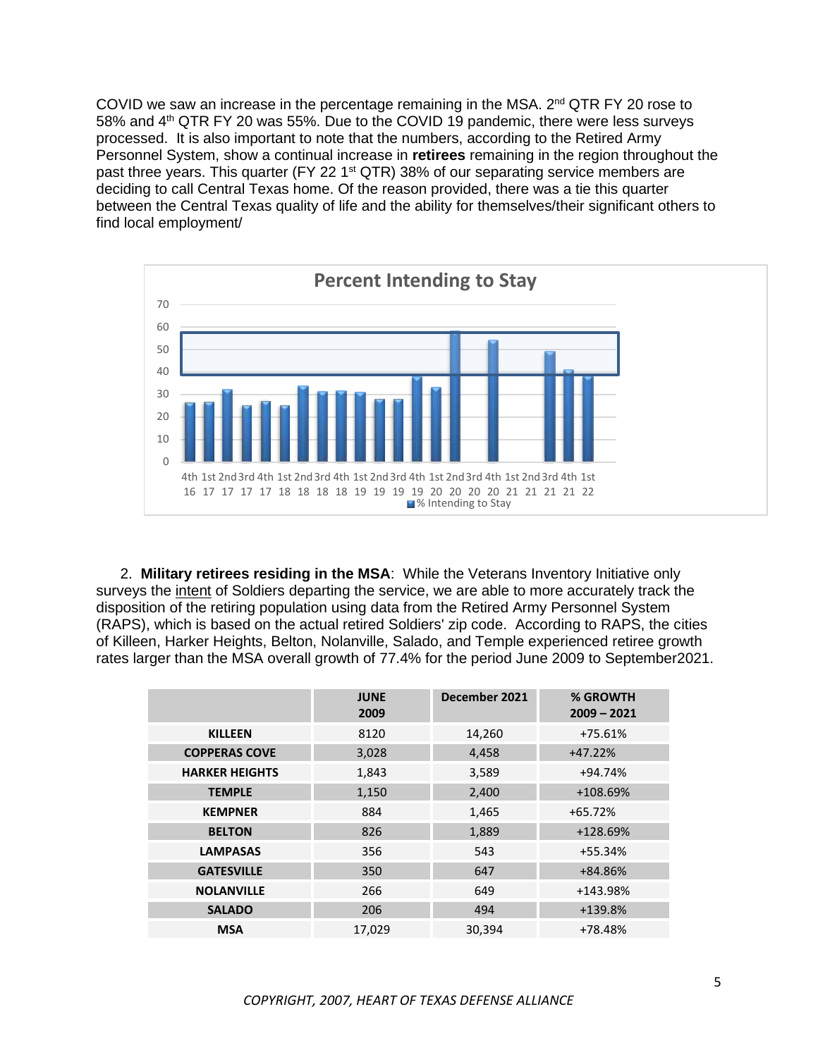COVID we saw an increase in the percentage remaining in the MSA. 2nd QTR FY 20 rose to 58% and 4th QTR FY 20 was 55%. Due to the COVID 19 pandemic, there were less surveys processed. It is also important to note that the numbers, according to the Retired Army Personnel System, show a continual increase in **retirees** remaining in the region throughout the past three years. This quarter (FY 22 1st QTR) 38% of our separating service members are deciding to call Central Texas home. Of the reason provided, there was a tie this quarter between the Central Texas quality of life and the ability for themselves/their significant others to find local employment/

2. **Military retirees residing in the MSA**: While the Veterans Inventory Initiative only surveys the intent of Soldiers departing the service, we are able to more accurately track the disposition of the retiring population using data from the Retired Army Personnel System (RAPS), which is based on the actual retired Soldiers' zip code. According to RAPS, the cities of Killeen, Harker Heights, Belton, Nolanville, Salado, and Temple experienced retiree growth rates larger than the MSA overall growth of 77.4% for the period June 2009 to September2021.

| | JUNE 2009 | December 2021 | % GROWTH 2009 – 2021 |
|---|---|---|---|
| **KILLEEN** | 8120 | 14,260 | +75.61% |
| **COPPERAS COVE** | 3,028 | 4,458 | +47.22% |
| **HARKER HEIGHTS** | 1,843 | 3,589 | +94.74% |
| **TEMPLE** | 1,150 | 2,400 | +108.69% |
| **KEMPNER** | 884 | 1,465 | +65.72% |
| **BELTON** | 826 | 1,889 | +128.69% |
| **LAMPASAS** | 356 | 543 | +55.34% |
| **GATESVILLE** | 350 | 647 | +84.86% |
| **NOLANVILLE** | 266 | 649 | +143.98% |
| **SALADO** | 206 | 494 | +139.8% |
| **MSA** | 17,029 | 30,394 | +78.48% |

*COPYRIGHT, 2007, HEART OF TEXAS DEFENSE ALLIANCE*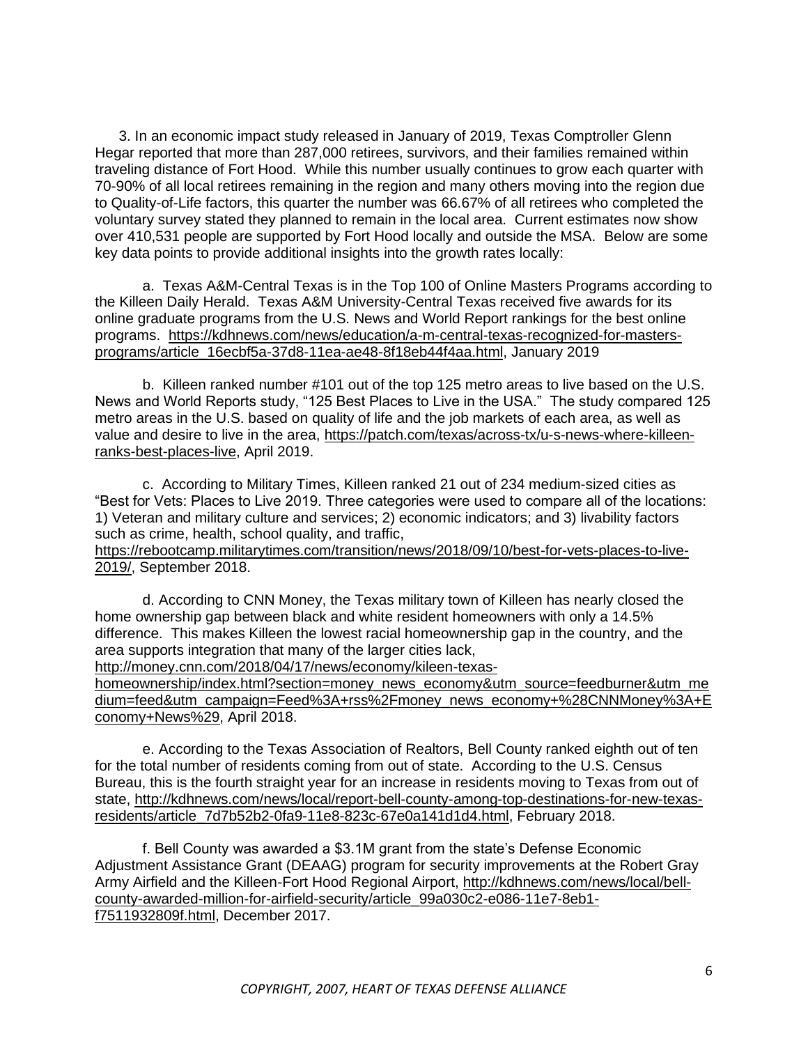3. In an economic impact study released in January of 2019, Texas Comptroller Glenn Hegar reported that more than 287,000 retirees, survivors, and their families remained within traveling distance of Fort Hood. While this number usually continues to grow each quarter with 70-90% of all local retirees remaining in the region and many others moving into the region due to Quality-of-Life factors, this quarter the number was 66.67% of all retirees who completed the voluntary survey stated they planned to remain in the local area. Current estimates now show over 410,531 people are supported by Fort Hood locally and outside the MSA. Below are some key data points to provide additional insights into the growth rates locally:

a. Texas A&M-Central Texas is in the Top 100 of Online Masters Programs according to the Killeen Daily Herald. Texas A&M University-Central Texas received five awards for its online graduate programs from the U.S. News and World Report rankings for the best online programs. https://kdhnews.com/news/education/a-m-central-texas-recognized-for-masters-programs/article_16ecbf5a-37d8-11ea-ae48-8f18eb44f4aa.html, January 2019

b. Killeen ranked number #101 out of the top 125 metro areas to live based on the U.S. News and World Reports study, "125 Best Places to Live in the USA." The study compared 125 metro areas in the U.S. based on quality of life and the job markets of each area, as well as value and desire to live in the area, https://patch.com/texas/across-tx/u-s-news-where-killeen-ranks-best-places-live, April 2019.

c. According to Military Times, Killeen ranked 21 out of 234 medium-sized cities as "Best for Vets: Places to Live 2019. Three categories were used to compare all of the locations: 1) Veteran and military culture and services; 2) economic indicators; and 3) livability factors such as crime, health, school quality, and traffic, https://rebootcamp.militarytimes.com/transition/news/2018/09/10/best-for-vets-places-to-live-2019/, September 2018.

d. According to CNN Money, the Texas military town of Killeen has nearly closed the home ownership gap between black and white resident homeowners with only a 14.5% difference. This makes Killeen the lowest racial homeownership gap in the country, and the area supports integration that many of the larger cities lack, http://money.cnn.com/2018/04/17/news/economy/kileen-texas-homeownership/index.html?section=money_news_economy&utm_source=feedburner&utm_medium=feed&utm_campaign=Feed%3A+rss%2Fmoney_news_economy+%28CNNMoney%3A+Economy+News%29, April 2018.

e. According to the Texas Association of Realtors, Bell County ranked eighth out of ten for the total number of residents coming from out of state. According to the U.S. Census Bureau, this is the fourth straight year for an increase in residents moving to Texas from out of state, http://kdhnews.com/news/local/report-bell-county-among-top-destinations-for-new-texas-residents/article_7d7b52b2-0fa9-11e8-823c-67e0a141d1d4.html, February 2018.

f. Bell County was awarded a $3.1M grant from the state's Defense Economic Adjustment Assistance Grant (DEAAG) program for security improvements at the Robert Gray Army Airfield and the Killeen-Fort Hood Regional Airport, http://kdhnews.com/news/local/bell-county-awarded-million-for-airfield-security/article_99a030c2-e086-11e7-8eb1-f7511932809f.html, December 2017.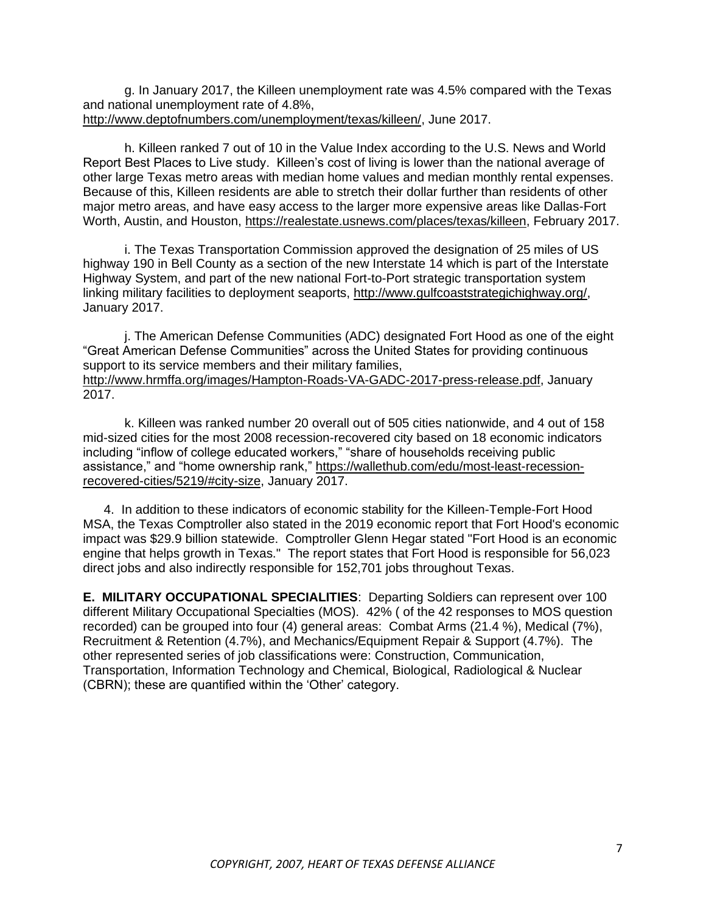g. In January 2017, the Killeen unemployment rate was 4.5% compared with the Texas and national unemployment rate of 4.8%, http://www.deptofnumbers.com/unemployment/texas/killeen/, June 2017.

h. Killeen ranked 7 out of 10 in the Value Index according to the U.S. News and World Report Best Places to Live study. Killeen's cost of living is lower than the national average of other large Texas metro areas with median home values and median monthly rental expenses. Because of this, Killeen residents are able to stretch their dollar further than residents of other major metro areas, and have easy access to the larger more expensive areas like Dallas-Fort Worth, Austin, and Houston, https://realestate.usnews.com/places/texas/killeen, February 2017.

i. The Texas Transportation Commission approved the designation of 25 miles of US highway 190 in Bell County as a section of the new Interstate 14 which is part of the Interstate Highway System, and part of the new national Fort-to-Port strategic transportation system linking military facilities to deployment seaports, http://www.gulfcoaststrategichighway.org/, January 2017.

j. The American Defense Communities (ADC) designated Fort Hood as one of the eight "Great American Defense Communities" across the United States for providing continuous support to its service members and their military families, http://www.hrmffa.org/images/Hampton-Roads-VA-GADC-2017-press-release.pdf, January 2017.

k. Killeen was ranked number 20 overall out of 505 cities nationwide, and 4 out of 158 mid-sized cities for the most 2008 recession-recovered city based on 18 economic indicators including "inflow of college educated workers," "share of households receiving public assistance," and "home ownership rank," https://wallethub.com/edu/most-least-recession-recovered-cities/5219/#city-size, January 2017.

4. In addition to these indicators of economic stability for the Killeen-Temple-Fort Hood MSA, the Texas Comptroller also stated in the 2019 economic report that Fort Hood's economic impact was $29.9 billion statewide. Comptroller Glenn Hegar stated "Fort Hood is an economic engine that helps growth in Texas." The report states that Fort Hood is responsible for 56,023 direct jobs and also indirectly responsible for 152,701 jobs throughout Texas.

**E. MILITARY OCCUPATIONAL SPECIALITIES**: Departing Soldiers can represent over 100 different Military Occupational Specialties (MOS). 42% ( of the 42 responses to MOS question recorded) can be grouped into four (4) general areas: Combat Arms (21.4 %), Medical (7%), Recruitment & Retention (4.7%), and Mechanics/Equipment Repair & Support (4.7%). The other represented series of job classifications were: Construction, Communication, Transportation, Information Technology and Chemical, Biological, Radiological & Nuclear (CBRN); these are quantified within the 'Other' category.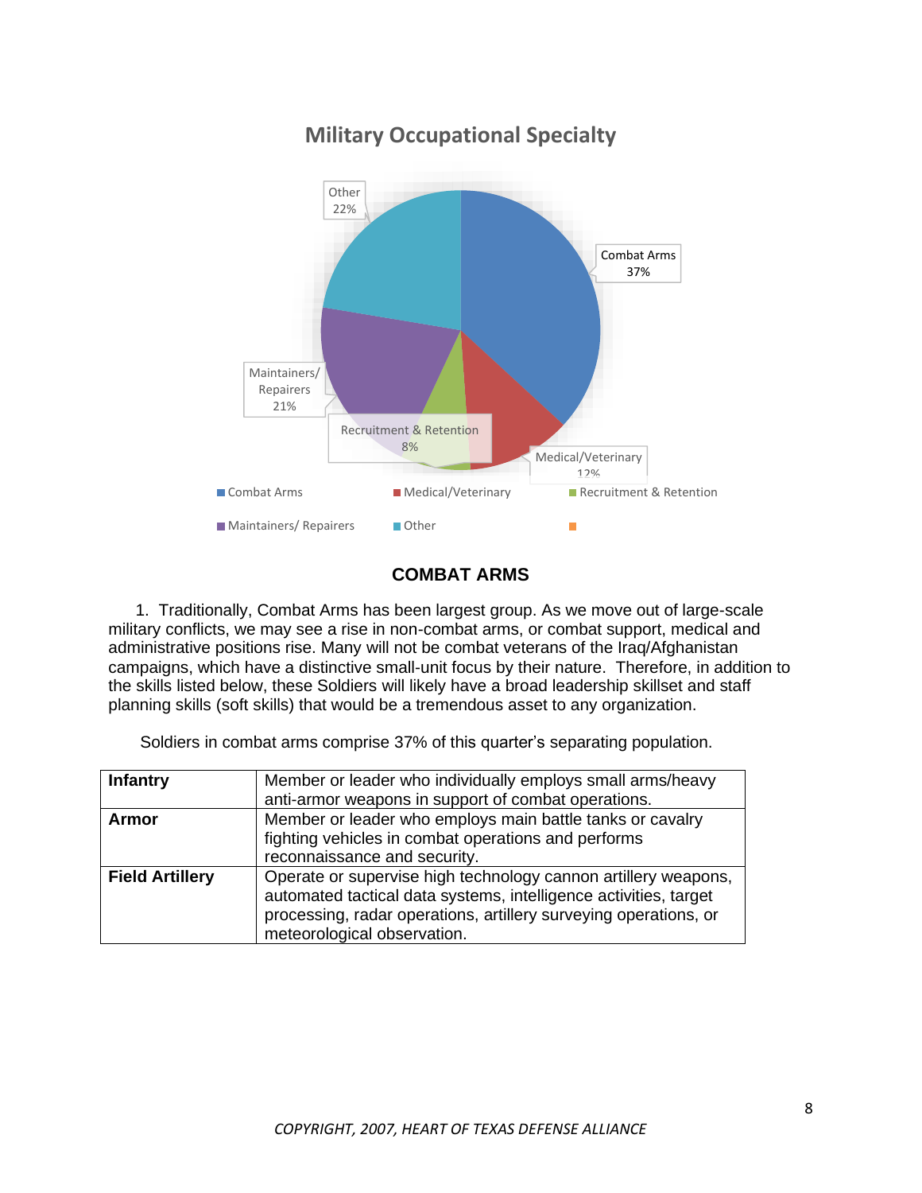## Military Occupational Specialty

Other 22%

Combat Arms 37%

Maintainers/ Repairers 21%

Recruitment & Retention 8%

Medical/Veterinary 12%

■ Combat Arms ■ Medical/Veterinary ■ Recruitment & Retention ■ Maintainers/ Repairers ■ Other

### COMBAT ARMS

1. Traditionally, Combat Arms has been largest group. As we move out of large-scale military conflicts, we may see a rise in non-combat arms, or combat support, medical and administrative positions rise. Many will not be combat veterans of the Iraq/Afghanistan campaigns, which have a distinctive small-unit focus by their nature. Therefore, in addition to the skills listed below, these Soldiers will likely have a broad leadership skillset and staff planning skills (soft skills) that would be a tremendous asset to any organization.

Soldiers in combat arms comprise 37% of this quarter's separating population.

| | |
|---|---|
| **Infantry** | Member or leader who individually employs small arms/heavy anti-armor weapons in support of combat operations. |
| **Armor** | Member or leader who employs main battle tanks or cavalry fighting vehicles in combat operations and performs reconnaissance and security. |
| **Field Artillery** | Operate or supervise high technology cannon artillery weapons, automated tactical data systems, intelligence activities, target processing, radar operations, artillery surveying operations, or meteorological observation. |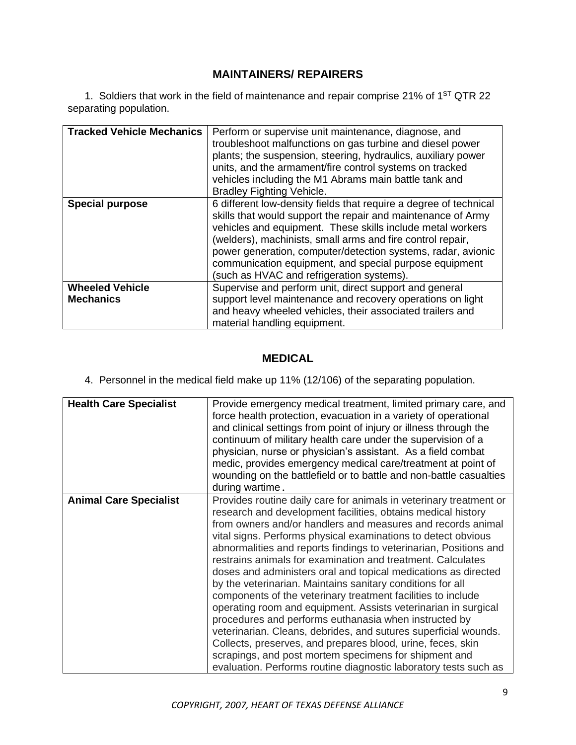## MAINTAINERS/ REPAIRERS

1. Soldiers that work in the field of maintenance and repair comprise 21% of 1[ST] QTR 22 separating population.

| | |
|---|---|
| **Tracked Vehicle Mechanics** | Perform or supervise unit maintenance, diagnose, and troubleshoot malfunctions on gas turbine and diesel power plants; the suspension, steering, hydraulics, auxiliary power units, and the armament/fire control systems on tracked vehicles including the M1 Abrams main battle tank and Bradley Fighting Vehicle. |
| **Special purpose** | 6 different low-density fields that require a degree of technical skills that would support the repair and maintenance of Army vehicles and equipment. These skills include metal workers (welders), machinists, small arms and fire control repair, power generation, computer/detection systems, radar, avionic communication equipment, and special purpose equipment (such as HVAC and refrigeration systems). |
| **Wheeled Vehicle Mechanics** | Supervise and perform unit, direct support and general support level maintenance and recovery operations on light and heavy wheeled vehicles, their associated trailers and material handling equipment. |

## MEDICAL

4. Personnel in the medical field make up 11% (12/106) of the separating population.

| | |
|---|---|
| **Health Care Specialist** | Provide emergency medical treatment, limited primary care, and force health protection, evacuation in a variety of operational and clinical settings from point of injury or illness through the continuum of military health care under the supervision of a physician, nurse or physician's assistant. As a field combat medic, provides emergency medical care/treatment at point of wounding on the battlefield or to battle and non-battle casualties during wartime. |
| **Animal Care Specialist** | Provides routine daily care for animals in veterinary treatment or research and development facilities, obtains medical history from owners and/or handlers and measures and records animal vital signs. Performs physical examinations to detect obvious abnormalities and reports findings to veterinarian, Positions and restrains animals for examination and treatment. Calculates doses and administers oral and topical medications as directed by the veterinarian. Maintains sanitary conditions for all components of the veterinary treatment facilities to include operating room and equipment. Assists veterinarian in surgical procedures and performs euthanasia when instructed by veterinarian. Cleans, debrides, and sutures superficial wounds. Collects, preserves, and prepares blood, urine, feces, skin scrapings, and post mortem specimens for shipment and evaluation. Performs routine diagnostic laboratory tests such as |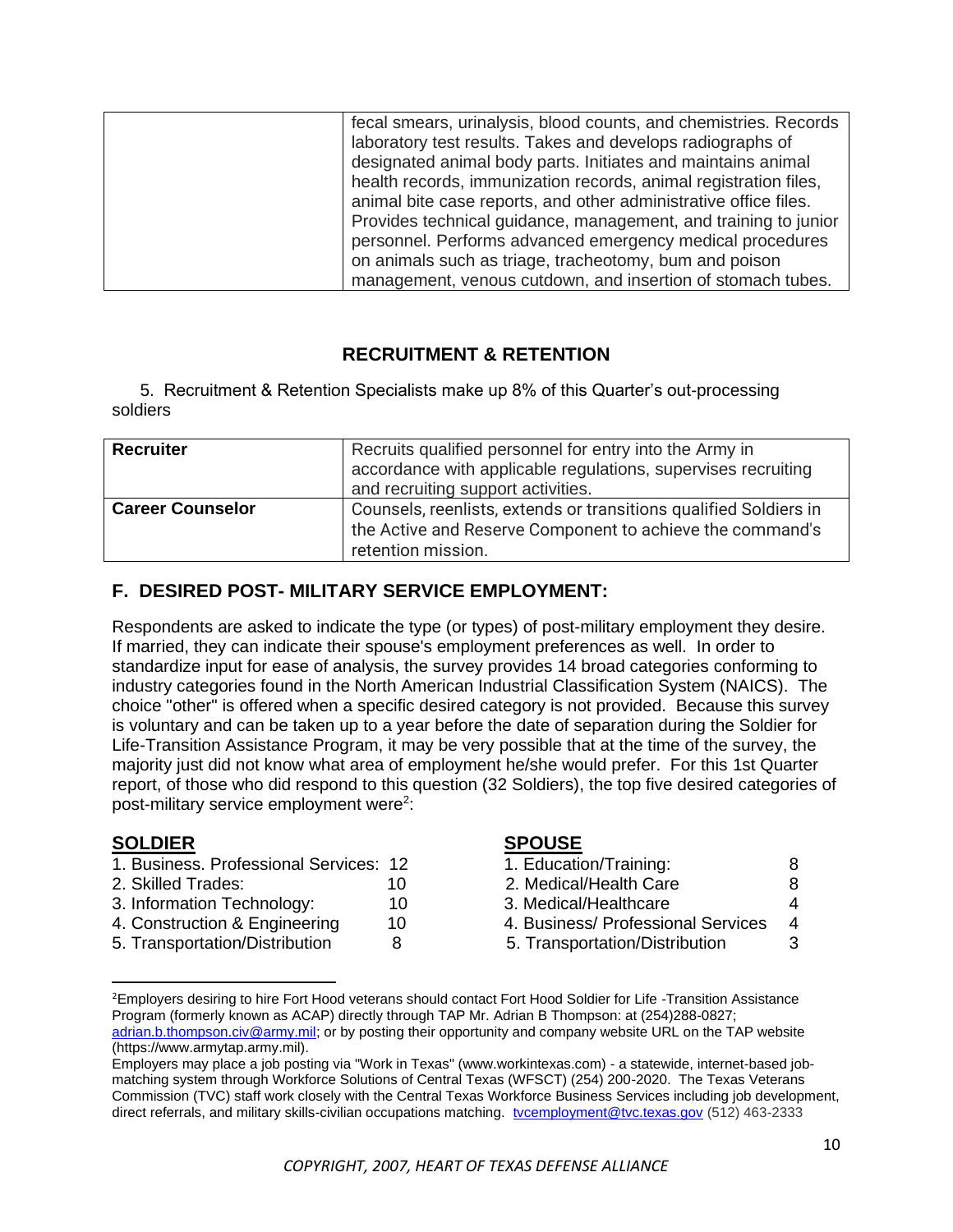| | fecal smears, urinalysis, blood counts, and chemistries. Records laboratory test results. Takes and develops radiographs of designated animal body parts. Initiates and maintains animal health records, immunization records, animal registration files, animal bite case reports, and other administrative office files. Provides technical guidance, management, and training to junior personnel. Performs advanced emergency medical procedures on animals such as triage, tracheotomy, bum and poison management, venous cutdown, and insertion of stomach tubes. |
|---|---|

## RECRUITMENT & RETENTION

5. Recruitment & Retention Specialists make up 8% of this Quarter's out-processing soldiers

| **Recruiter** | Recruits qualified personnel for entry into the Army in accordance with applicable regulations, supervises recruiting and recruiting support activities. |
|---|---|
| **Career Counselor** | Counsels, reenlists, extends or transitions qualified Soldiers in the Active and Reserve Component to achieve the command's retention mission. |

## F. DESIRED POST- MILITARY SERVICE EMPLOYMENT:

Respondents are asked to indicate the type (or types) of post-military employment they desire. If married, they can indicate their spouse's employment preferences as well. In order to standardize input for ease of analysis, the survey provides 14 broad categories conforming to industry categories found in the North American Industrial Classification System (NAICS). The choice "other" is offered when a specific desired category is not provided. Because this survey is voluntary and can be taken up to a year before the date of separation during the Soldier for Life-Transition Assistance Program, it may be very possible that at the time of the survey, the majority just did not know what area of employment he/she would prefer. For this 1st Quarter report, of those who did respond to this question (32 Soldiers), the top five desired categories of post-military service employment were[2]:

**SOLDIER**

1. Business. Professional Services: 12
2. Skilled Trades: 10
3. Information Technology: 10
4. Construction & Engineering 10
5. Transportation/Distribution 8

**SPOUSE**

1. Education/Training: 8
2. Medical/Health Care 8
3. Medical/Healthcare 4
4. Business/ Professional Services 4
5. Transportation/Distribution 3

[2]Employers desiring to hire Fort Hood veterans should contact Fort Hood Soldier for Life -Transition Assistance Program (formerly known as ACAP) directly through TAP Mr. Adrian B Thompson: at (254)288-0827; adrian.b.thompson.civ@army.mil; or by posting their opportunity and company website URL on the TAP website (https://www.armytap.army.mil).

Employers may place a job posting via "Work in Texas" (www.workintexas.com) - a statewide, internet-based job-matching system through Workforce Solutions of Central Texas (WFSCT) (254) 200-2020. The Texas Veterans Commission (TVC) staff work closely with the Central Texas Workforce Business Services including job development, direct referrals, and military skills-civilian occupations matching. tvcemployment@tvc.texas.gov (512) 463-2333

*COPYRIGHT, 2007, HEART OF TEXAS DEFENSE ALLIANCE*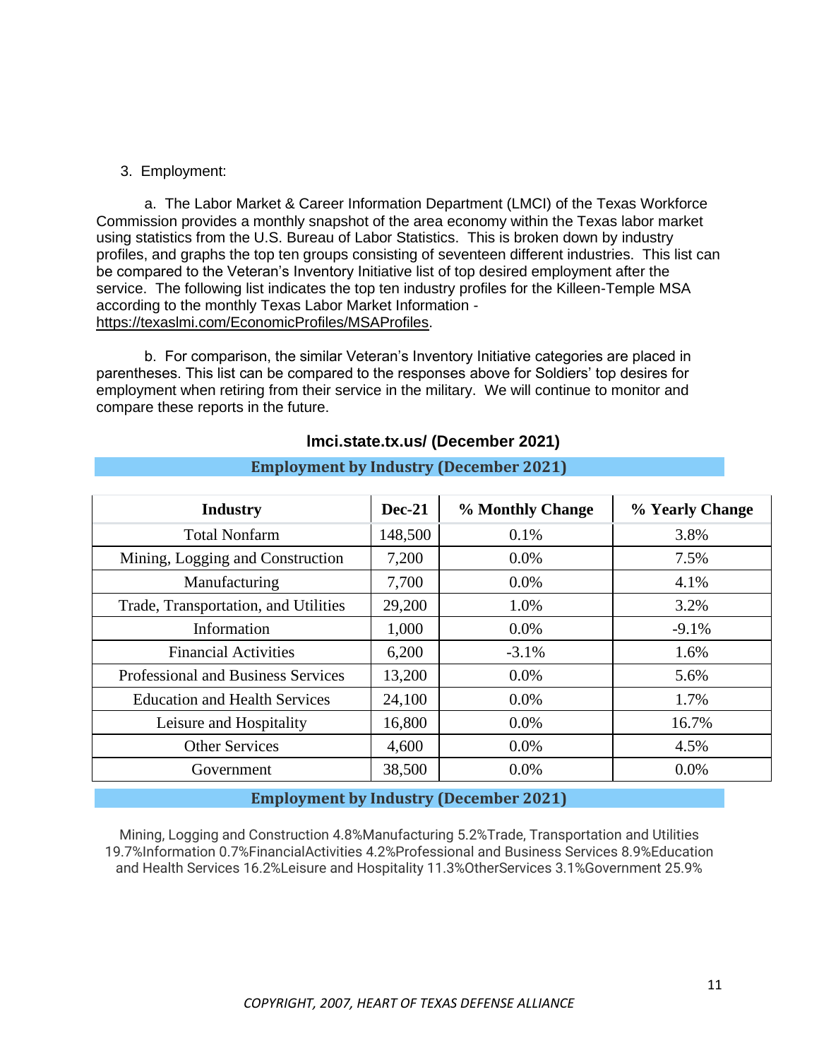3. Employment:

a. The Labor Market & Career Information Department (LMCI) of the Texas Workforce Commission provides a monthly snapshot of the area economy within the Texas labor market using statistics from the U.S. Bureau of Labor Statistics. This is broken down by industry profiles, and graphs the top ten groups consisting of seventeen different industries. This list can be compared to the Veteran's Inventory Initiative list of top desired employment after the service. The following list indicates the top ten industry profiles for the Killeen-Temple MSA according to the monthly Texas Labor Market Information - https://texaslmi.com/EconomicProfiles/MSAProfiles.

b. For comparison, the similar Veteran's Inventory Initiative categories are placed in parentheses. This list can be compared to the responses above for Soldiers' top desires for employment when retiring from their service in the military. We will continue to monitor and compare these reports in the future.

**lmci.state.tx.us/ (December 2021)**

**Employment by Industry (December 2021)**

| Industry | Dec-21 | % Monthly Change | % Yearly Change |
|---|---|---|---|
| Total Nonfarm | 148,500 | 0.1% | 3.8% |
| Mining, Logging and Construction | 7,200 | 0.0% | 7.5% |
| Manufacturing | 7,700 | 0.0% | 4.1% |
| Trade, Transportation, and Utilities | 29,200 | 1.0% | 3.2% |
| Information | 1,000 | 0.0% | -9.1% |
| Financial Activities | 6,200 | -3.1% | 1.6% |
| Professional and Business Services | 13,200 | 0.0% | 5.6% |
| Education and Health Services | 24,100 | 0.0% | 1.7% |
| Leisure and Hospitality | 16,800 | 0.0% | 16.7% |
| Other Services | 4,600 | 0.0% | 4.5% |
| Government | 38,500 | 0.0% | 0.0% |

**Employment by Industry (December 2021)**

Mining, Logging and Construction 4.8%Manufacturing 5.2%Trade, Transportation and Utilities 19.7%Information 0.7%FinancialActivities 4.2%Professional and Business Services 8.9%Education and Health Services 16.2%Leisure and Hospitality 11.3%OtherServices 3.1%Government 25.9%

*COPYRIGHT, 2007, HEART OF TEXAS DEFENSE ALLIANCE*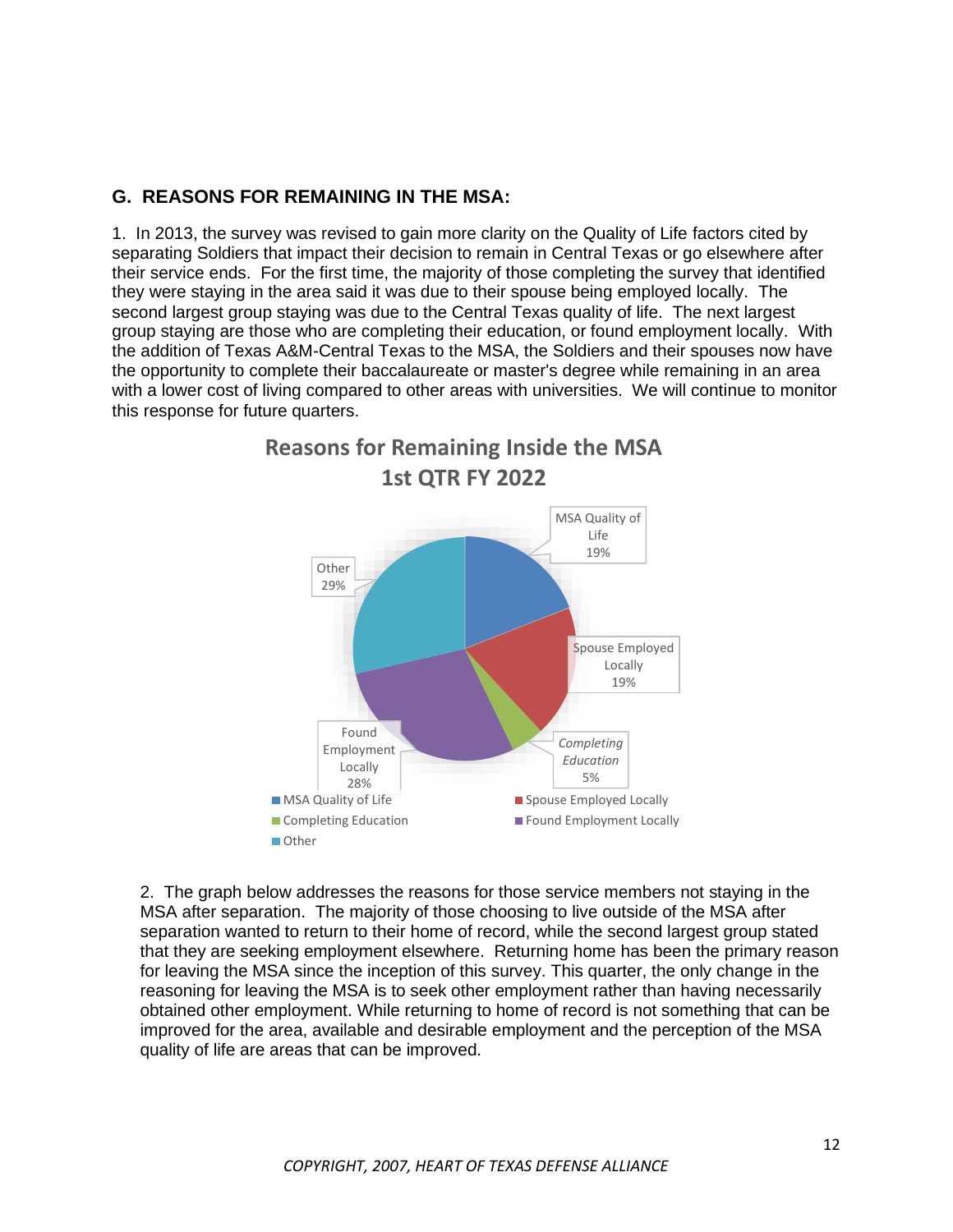## G. REASONS FOR REMAINING IN THE MSA:

1. In 2013, the survey was revised to gain more clarity on the Quality of Life factors cited by separating Soldiers that impact their decision to remain in Central Texas or go elsewhere after their service ends. For the first time, the majority of those completing the survey that identified they were staying in the area said it was due to their spouse being employed locally. The second largest group staying was due to the Central Texas quality of life. The next largest group staying are those who are completing their education, or found employment locally. With the addition of Texas A&M-Central Texas to the MSA, the Soldiers and their spouses now have the opportunity to complete their baccalaureate or master's degree while remaining in an area with a lower cost of living compared to other areas with universities. We will continue to monitor this response for future quarters.

**Reasons for Remaining Inside the MSA**
**1st QTR FY 2022**

| Reason | Percentage |
|---|---|
| MSA Quality of Life | 19% |
| Spouse Employed Locally | 19% |
| Completing Education | 5% |
| Found Employment Locally | 28% |
| Other | 29% |

2. The graph below addresses the reasons for those service members not staying in the MSA after separation. The majority of those choosing to live outside of the MSA after separation wanted to return to their home of record, while the second largest group stated that they are seeking employment elsewhere. Returning home has been the primary reason for leaving the MSA since the inception of this survey. This quarter, the only change in the reasoning for leaving the MSA is to seek other employment rather than having necessarily obtained other employment. While returning to home of record is not something that can be improved for the area, available and desirable employment and the perception of the MSA quality of life are areas that can be improved.

*COPYRIGHT, 2007, HEART OF TEXAS DEFENSE ALLIANCE*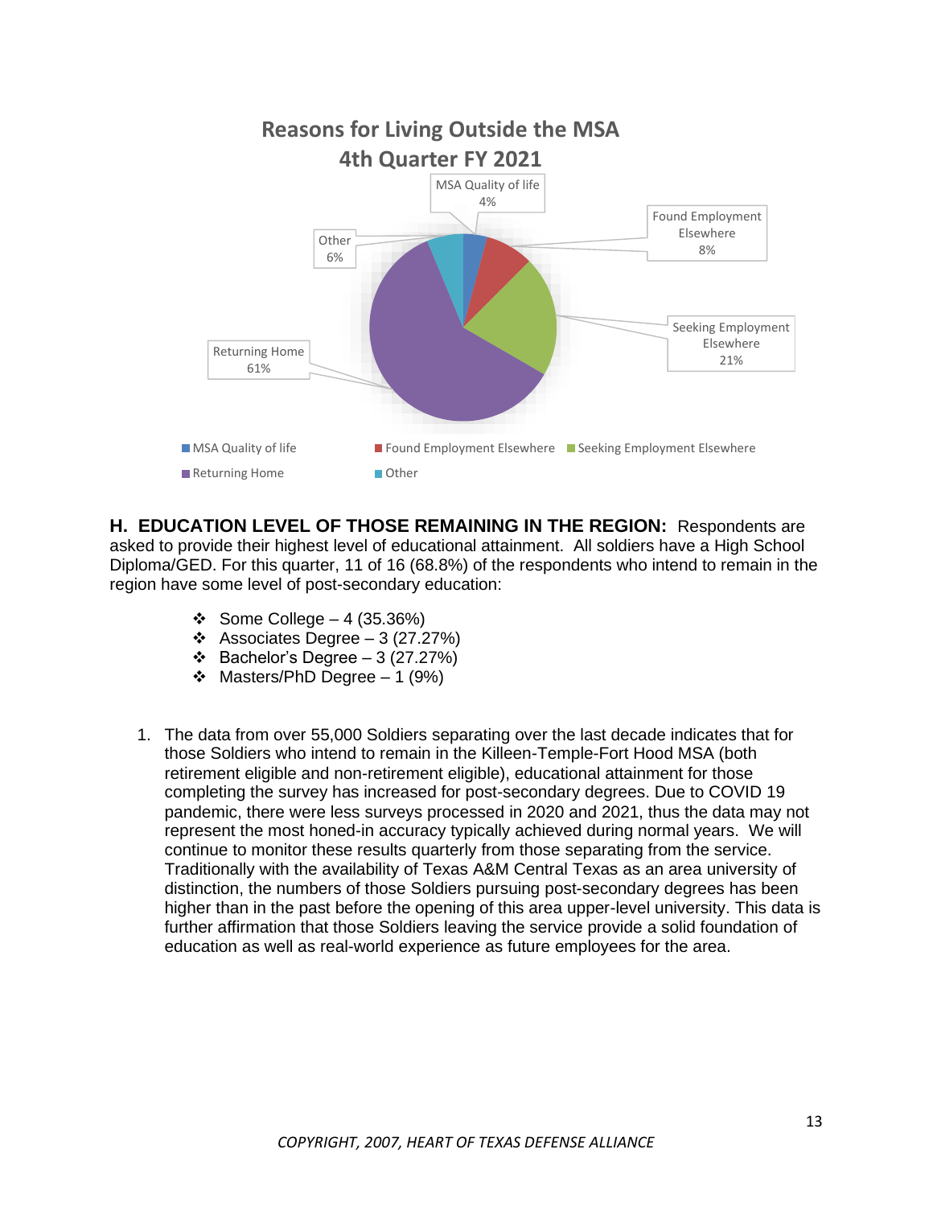## Reasons for Living Outside the MSA 4th Quarter FY 2021

- MSA Quality of life 4%
- Found Employment Elsewhere 8%
- Seeking Employment Elsewhere 21%
- Returning Home 61%
- Other 6%

**H. EDUCATION LEVEL OF THOSE REMAINING IN THE REGION:** Respondents are asked to provide their highest level of educational attainment. All soldiers have a High School Diploma/GED. For this quarter, 11 of 16 (68.8%) of the respondents who intend to remain in the region have some level of post-secondary education:

- Some College – 4 (35.36%)
- Associates Degree – 3 (27.27%)
- Bachelor's Degree – 3 (27.27%)
- Masters/PhD Degree – 1 (9%)

1. The data from over 55,000 Soldiers separating over the last decade indicates that for those Soldiers who intend to remain in the Killeen-Temple-Fort Hood MSA (both retirement eligible and non-retirement eligible), educational attainment for those completing the survey has increased for post-secondary degrees. Due to COVID 19 pandemic, there were less surveys processed in 2020 and 2021, thus the data may not represent the most honed-in accuracy typically achieved during normal years. We will continue to monitor these results quarterly from those separating from the service. Traditionally with the availability of Texas A&M Central Texas as an area university of distinction, the numbers of those Soldiers pursuing post-secondary degrees has been higher than in the past before the opening of this area upper-level university. This data is further affirmation that those Soldiers leaving the service provide a solid foundation of education as well as real-world experience as future employees for the area.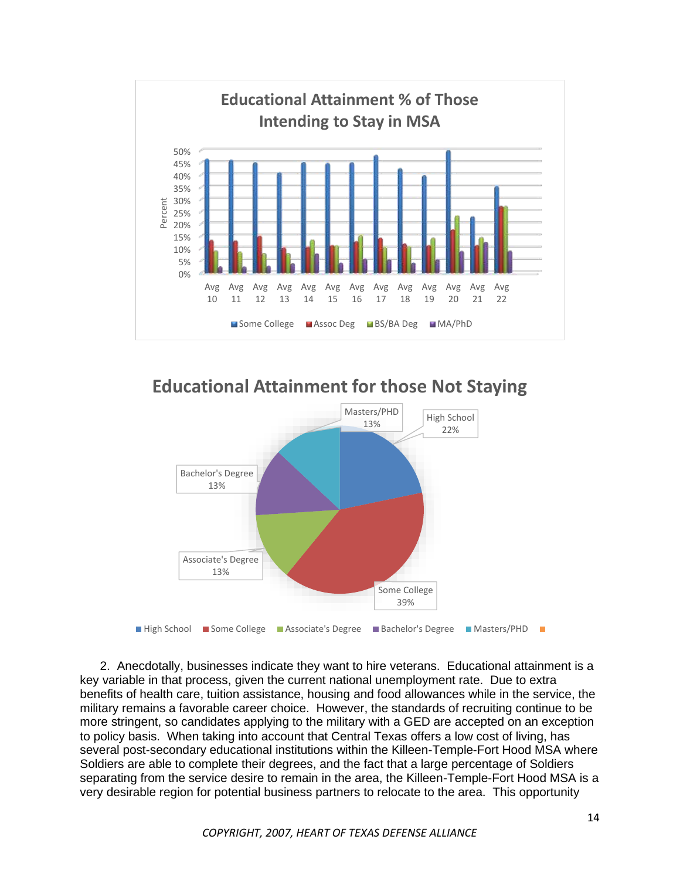## Educational Attainment % of Those Intending to Stay in MSA

Percent

50%
45%
40%
35%
30%
25%
20%
15%
10%
5%
0%

Avg 10 | Avg 11 | Avg 12 | Avg 13 | Avg 14 | Avg 15 | Avg 16 | Avg 17 | Avg 18 | Avg 19 | Avg 20 | Avg 21 | Avg 22

Some College | Assoc Deg | BS/BA Deg | MA/PhD

## Educational Attainment for those Not Staying

Masters/PHD 13%

High School 22%

Bachelor's Degree 13%

Associate's Degree 13%

Some College 39%

High School | Some College | Associate's Degree | Bachelor's Degree | Masters/PHD

2. Anecdotally, businesses indicate they want to hire veterans. Educational attainment is a key variable in that process, given the current national unemployment rate. Due to extra benefits of health care, tuition assistance, housing and food allowances while in the service, the military remains a favorable career choice. However, the standards of recruiting continue to be more stringent, so candidates applying to the military with a GED are accepted on an exception to policy basis. When taking into account that Central Texas offers a low cost of living, has several post-secondary educational institutions within the Killeen-Temple-Fort Hood MSA where Soldiers are able to complete their degrees, and the fact that a large percentage of Soldiers separating from the service desire to remain in the area, the Killeen-Temple-Fort Hood MSA is a very desirable region for potential business partners to relocate to the area. This opportunity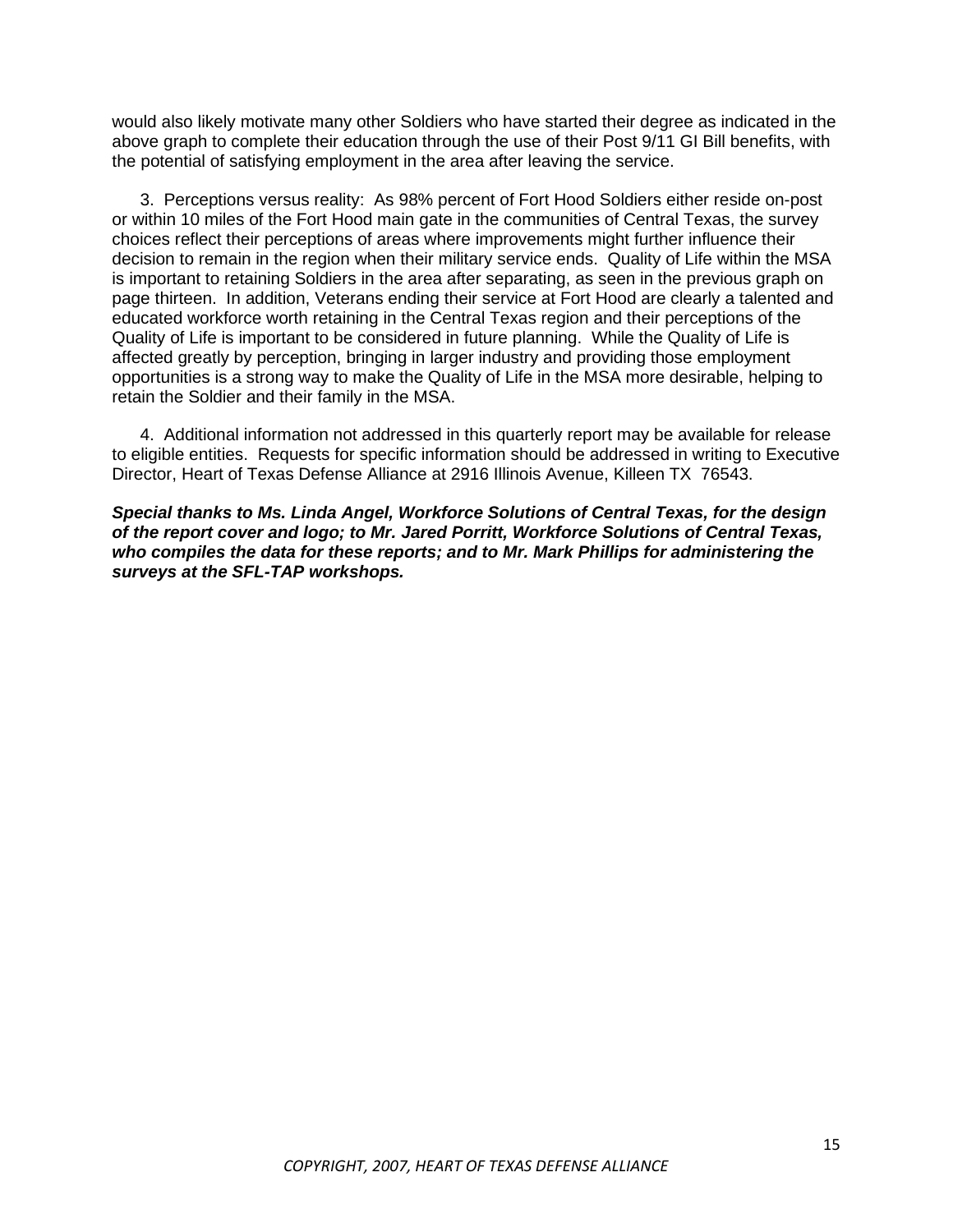would also likely motivate many other Soldiers who have started their degree as indicated in the above graph to complete their education through the use of their Post 9/11 GI Bill benefits, with the potential of satisfying employment in the area after leaving the service.

3. Perceptions versus reality: As 98% percent of Fort Hood Soldiers either reside on-post or within 10 miles of the Fort Hood main gate in the communities of Central Texas, the survey choices reflect their perceptions of areas where improvements might further influence their decision to remain in the region when their military service ends. Quality of Life within the MSA is important to retaining Soldiers in the area after separating, as seen in the previous graph on page thirteen. In addition, Veterans ending their service at Fort Hood are clearly a talented and educated workforce worth retaining in the Central Texas region and their perceptions of the Quality of Life is important to be considered in future planning. While the Quality of Life is affected greatly by perception, bringing in larger industry and providing those employment opportunities is a strong way to make the Quality of Life in the MSA more desirable, helping to retain the Soldier and their family in the MSA.

4. Additional information not addressed in this quarterly report may be available for release to eligible entities. Requests for specific information should be addressed in writing to Executive Director, Heart of Texas Defense Alliance at 2916 Illinois Avenue, Killeen TX 76543.

***Special thanks to Ms. Linda Angel, Workforce Solutions of Central Texas, for the design of the report cover and logo; to Mr. Jared Porritt, Workforce Solutions of Central Texas, who compiles the data for these reports; and to Mr. Mark Phillips for administering the surveys at the SFL-TAP workshops.***